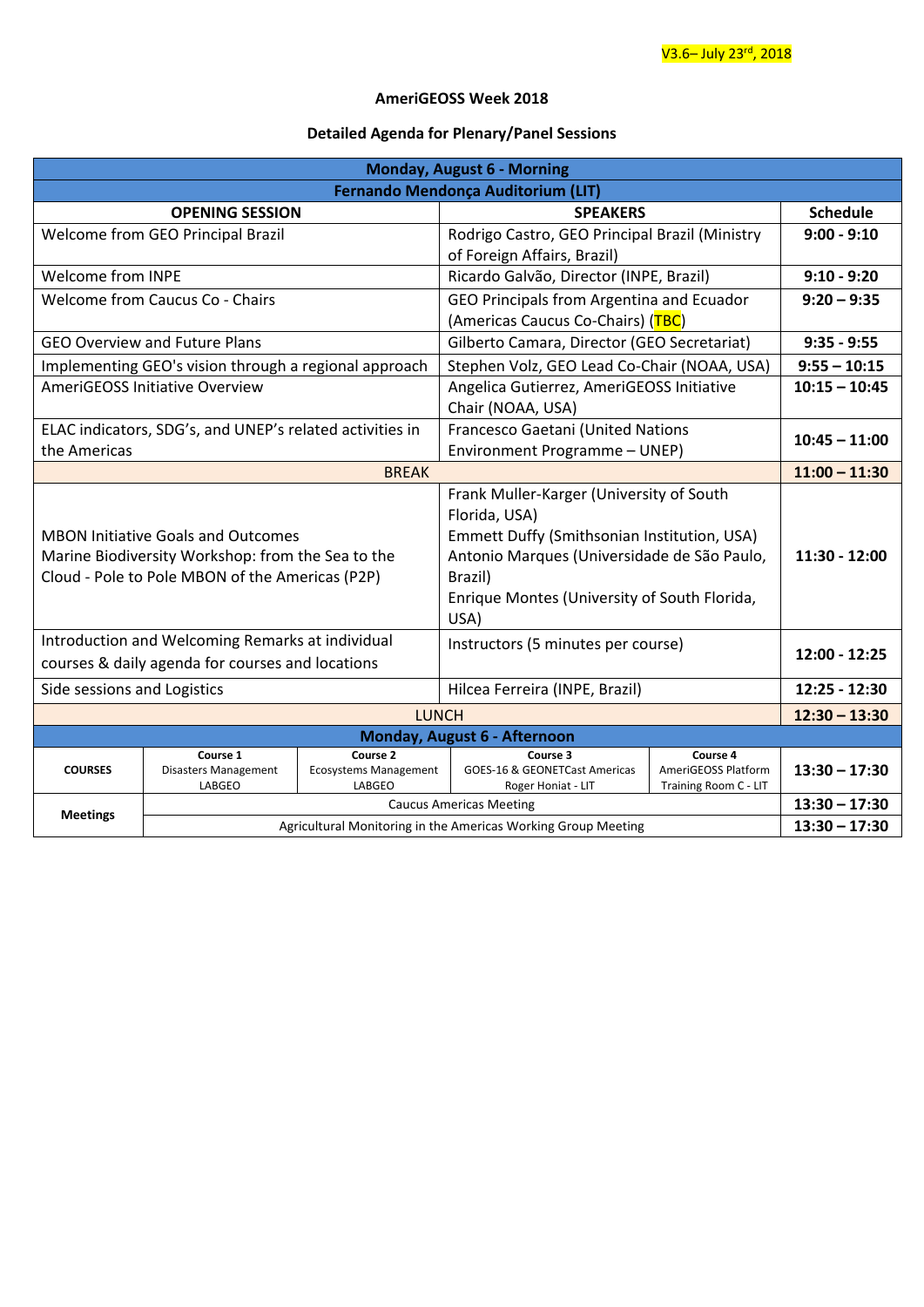V3.6– July 23rd, 2018

# AmeriGEOSS Week 2018

## Detailed Agenda for Plenary/Panel Sessions

| Monday, August 6 - Morning | | |
|---|---|---|
| **Fernando Mendonça Auditorium (LIT)** | | |
| **OPENING SESSION** | **SPEAKERS** | **Schedule** |
| Welcome from GEO Principal Brazil | Rodrigo Castro, GEO Principal Brazil (Ministry of Foreign Affairs, Brazil) | **9:00 - 9:10** |
| Welcome from INPE | Ricardo Galvão, Director (INPE, Brazil) | **9:10 - 9:20** |
| Welcome from Caucus Co - Chairs | GEO Principals from Argentina and Ecuador (Americas Caucus Co-Chairs) (TBC) | **9:20 – 9:35** |
| GEO Overview and Future Plans | Gilberto Camara, Director (GEO Secretariat) | **9:35 - 9:55** |
| Implementing GEO's vision through a regional approach | Stephen Volz, GEO Lead Co-Chair (NOAA, USA) | **9:55 – 10:15** |
| AmeriGEOSS Initiative Overview | Angelica Gutierrez, AmeriGEOSS Initiative Chair (NOAA, USA) | **10:15 – 10:45** |
| ELAC indicators, SDG's, and UNEP's related activities in the Americas | Francesco Gaetani (United Nations Environment Programme – UNEP) | **10:45 – 11:00** |
| BREAK | | **11:00 – 11:30** |
| MBON Initiative Goals and Outcomes<br>Marine Biodiversity Workshop: from the Sea to the Cloud - Pole to Pole MBON of the Americas (P2P) | Frank Muller-Karger (University of South Florida, USA)<br>Emmett Duffy (Smithsonian Institution, USA)<br>Antonio Marques (Universidade de São Paulo, Brazil)<br>Enrique Montes (University of South Florida, USA) | **11:30 - 12:00** |
| Introduction and Welcoming Remarks at individual courses & daily agenda for courses and locations | Instructors (5 minutes per course) | **12:00 - 12:25** |
| Side sessions and Logistics | Hilcea Ferreira (INPE, Brazil) | **12:25 - 12:30** |
| LUNCH | | **12:30 – 13:30** |

| Monday, August 6 - Afternoon | | | | | |
|---|---|---|---|---|---|
| **COURSES** | **Course 1**<br>Disasters Management<br>LABGEO | **Course 2**<br>Ecosystems Management<br>LABGEO | **Course 3**<br>GOES-16 & GEONETCast Americas<br>Roger Honiat - LIT | **Course 4**<br>AmeriGEOSS Platform<br>Training Room C - LIT | **13:30 – 17:30** |
| **Meetings** | Caucus Americas Meeting | | | | **13:30 – 17:30** |
| | Agricultural Monitoring in the Americas Working Group Meeting | | | | **13:30 – 17:30** |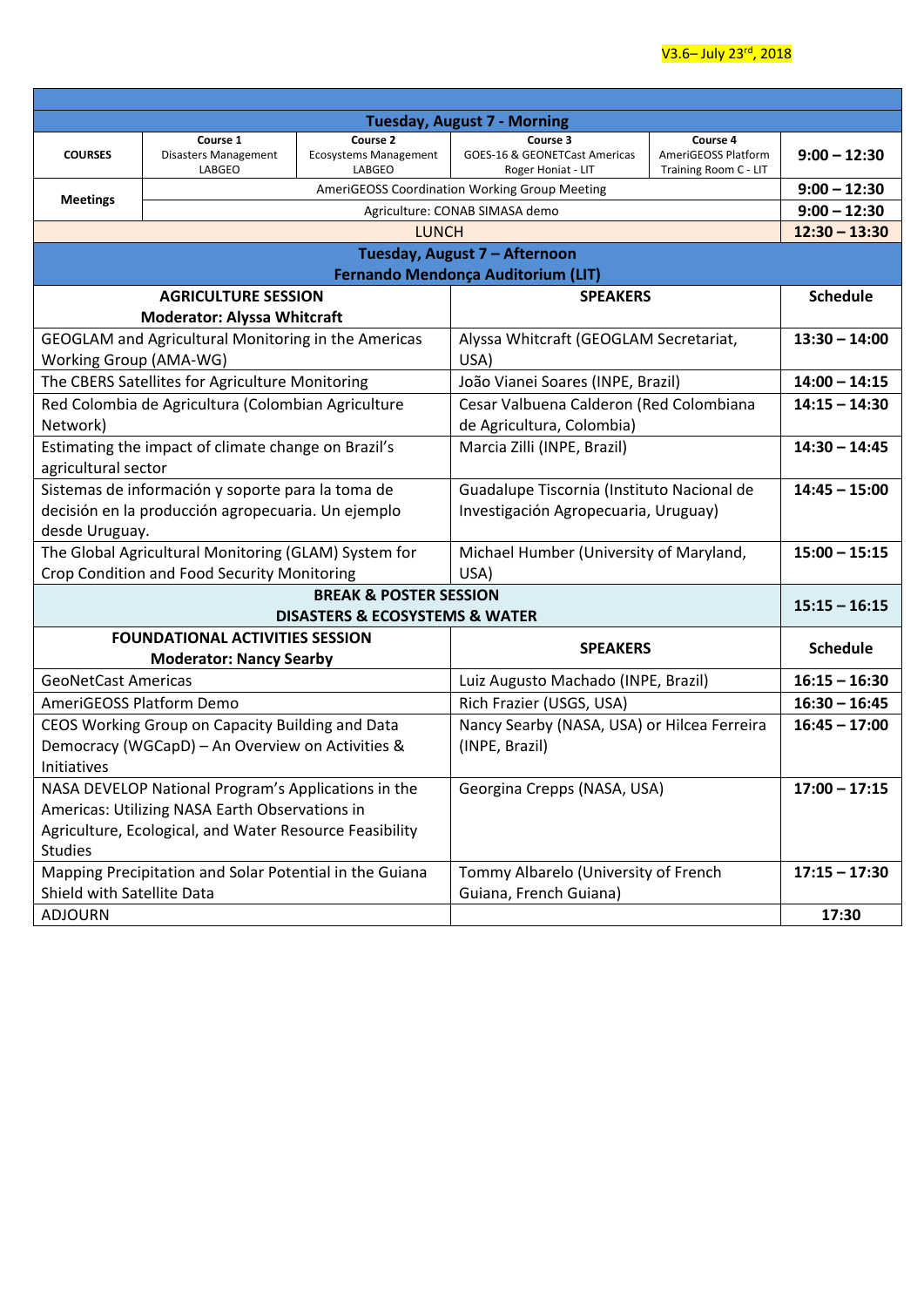V3.6– July 23rd, 2018

| | | | | | |
|---|---|---|---|---|---|
| **Tuesday, August 7 - Morning** | | | | | |
| **COURSES** | Course 1<br>Disasters Management<br>LABGEO | Course 2<br>Ecosystems Management<br>LABGEO | Course 3<br>GOES-16 & GEONETCast Americas<br>Roger Honiat - LIT | Course 4<br>AmeriGEOSS Platform<br>Training Room C - LIT | **9:00 – 12:30** |
| **Meetings** | AmeriGEOSS Coordination Working Group Meeting | | | | **9:00 – 12:30** |
| | Agriculture: CONAB SIMASA demo | | | | **9:00 – 12:30** |
| LUNCH | | | | | **12:30 – 13:30** |

| | | |
|---|---|---|
| **Tuesday, August 7 – Afternoon**<br>**Fernando Mendonça Auditorium (LIT)** | | |
| **AGRICULTURE SESSION**<br>**Moderator: Alyssa Whitcraft** | **SPEAKERS** | **Schedule** |
| GEOGLAM and Agricultural Monitoring in the Americas Working Group (AMA-WG) | Alyssa Whitcraft (GEOGLAM Secretariat, USA) | **13:30 – 14:00** |
| The CBERS Satellites for Agriculture Monitoring | João Vianei Soares (INPE, Brazil) | **14:00 – 14:15** |
| Red Colombia de Agricultura (Colombian Agriculture Network) | Cesar Valbuena Calderon (Red Colombiana de Agricultura, Colombia) | **14:15 – 14:30** |
| Estimating the impact of climate change on Brazil's agricultural sector | Marcia Zilli (INPE, Brazil) | **14:30 – 14:45** |
| Sistemas de información y soporte para la toma de decisión en la producción agropecuaria. Un ejemplo desde Uruguay. | Guadalupe Tiscornia (Instituto Nacional de Investigación Agropecuaria, Uruguay) | **14:45 – 15:00** |
| The Global Agricultural Monitoring (GLAM) System for Crop Condition and Food Security Monitoring | Michael Humber (University of Maryland, USA) | **15:00 – 15:15** |
| **BREAK & POSTER SESSION**<br>**DISASTERS & ECOSYSTEMS & WATER** | | **15:15 – 16:15** |
| **FOUNDATIONAL ACTIVITIES SESSION**<br>**Moderator: Nancy Searby** | **SPEAKERS** | **Schedule** |
| GeoNetCast Americas | Luiz Augusto Machado (INPE, Brazil) | **16:15 – 16:30** |
| AmeriGEOSS Platform Demo | Rich Frazier (USGS, USA) | **16:30 – 16:45** |
| CEOS Working Group on Capacity Building and Data Democracy (WGCapD) – An Overview on Activities & Initiatives | Nancy Searby (NASA, USA) or Hilcea Ferreira (INPE, Brazil) | **16:45 – 17:00** |
| NASA DEVELOP National Program's Applications in the Americas: Utilizing NASA Earth Observations in Agriculture, Ecological, and Water Resource Feasibility Studies | Georgina Crepps (NASA, USA) | **17:00 – 17:15** |
| Mapping Precipitation and Solar Potential in the Guiana Shield with Satellite Data | Tommy Albarelo (University of French Guiana, French Guiana) | **17:15 – 17:30** |
| ADJOURN | | **17:30** |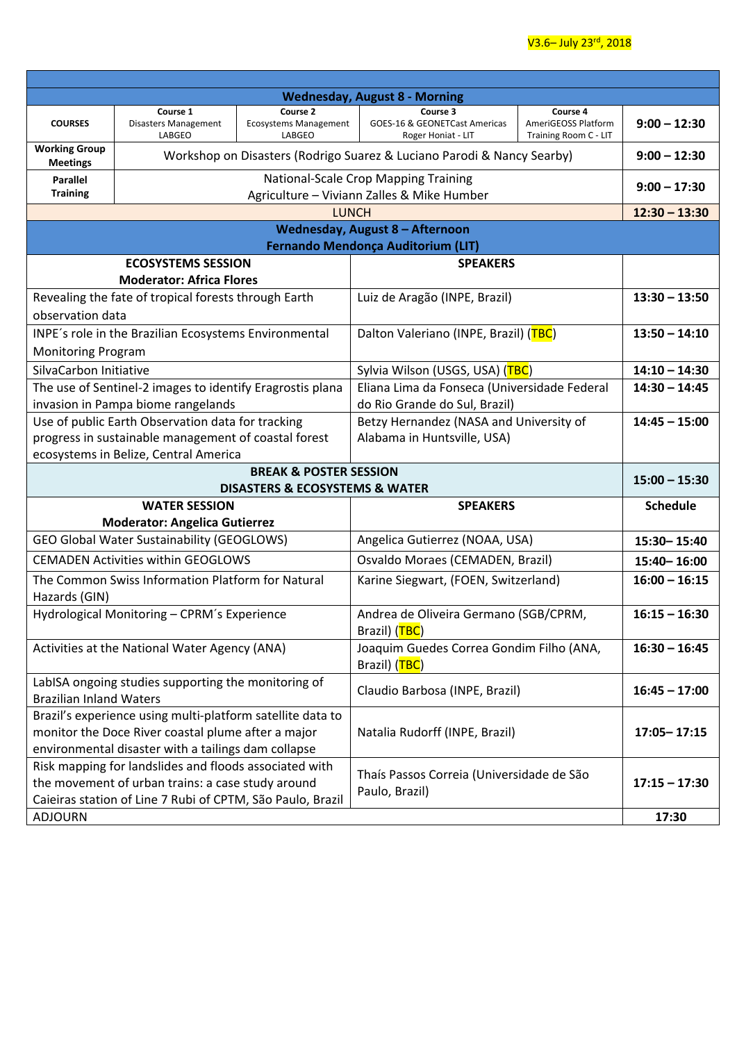V3.6– July 23[rd], 2018

| Wednesday, August 8 - Morning | | | | | |
|---|---|---|---|---|---|
| **COURSES** | **Course 1** Disasters Management LABGEO | **Course 2** Ecosystems Management LABGEO | **Course 3** GOES-16 & GEONETCast Americas Roger Honiat - LIT | **Course 4** AmeriGEOSS Platform Training Room C - LIT | **9:00 – 12:30** |
| **Working Group Meetings** | Workshop on Disasters (Rodrigo Suarez & Luciano Parodi & Nancy Searby) | | | | **9:00 – 12:30** |
| **Parallel Training** | National-Scale Crop Mapping Training Agriculture – Viviann Zalles & Mike Humber | | | | **9:00 – 17:30** |
| LUNCH | | | | | **12:30 – 13:30** |

| **Wednesday, August 8 – Afternoon Fernando Mendonça Auditorium (LIT)** | | |
|---|---|---|
| **ECOSYSTEMS SESSION Moderator: Africa Flores** | **SPEAKERS** | |
| Revealing the fate of tropical forests through Earth observation data | Luiz de Aragão (INPE, Brazil) | **13:30 – 13:50** |
| INPE´s role in the Brazilian Ecosystems Environmental Monitoring Program | Dalton Valeriano (INPE, Brazil) (TBC) | **13:50 – 14:10** |
| SilvaCarbon Initiative | Sylvia Wilson (USGS, USA) (TBC) | **14:10 – 14:30** |
| The use of Sentinel-2 images to identify Eragrostis plana invasion in Pampa biome rangelands | Eliana Lima da Fonseca (Universidade Federal do Rio Grande do Sul, Brazil) | **14:30 – 14:45** |
| Use of public Earth Observation data for tracking progress in sustainable management of coastal forest ecosystems in Belize, Central America | Betzy Hernandez (NASA and University of Alabama in Huntsville, USA) | **14:45 – 15:00** |
| **BREAK & POSTER SESSION DISASTERS & ECOSYSTEMS & WATER** | | **15:00 – 15:30** |
| **WATER SESSION Moderator: Angelica Gutierrez** | **SPEAKERS** | **Schedule** |
| GEO Global Water Sustainability (GEOGLOWS) | Angelica Gutierrez (NOAA, USA) | **15:30– 15:40** |
| CEMADEN Activities within GEOGLOWS | Osvaldo Moraes (CEMADEN, Brazil) | **15:40– 16:00** |
| The Common Swiss Information Platform for Natural Hazards (GIN) | Karine Siegwart, (FOEN, Switzerland) | **16:00 – 16:15** |
| Hydrological Monitoring – CPRM´s Experience | Andrea de Oliveira Germano (SGB/CPRM, Brazil) (TBC) | **16:15 – 16:30** |
| Activities at the National Water Agency (ANA) | Joaquim Guedes Correa Gondim Filho (ANA, Brazil) (TBC) | **16:30 – 16:45** |
| LabISA ongoing studies supporting the monitoring of Brazilian Inland Waters | Claudio Barbosa (INPE, Brazil) | **16:45 – 17:00** |
| Brazil's experience using multi-platform satellite data to monitor the Doce River coastal plume after a major environmental disaster with a tailings dam collapse | Natalia Rudorff (INPE, Brazil) | **17:05– 17:15** |
| Risk mapping for landslides and floods associated with the movement of urban trains: a case study around Caieiras station of Line 7 Rubi of CPTM, São Paulo, Brazil | Thaís Passos Correia (Universidade de São Paulo, Brazil) | **17:15 – 17:30** |
| ADJOURN | | **17:30** |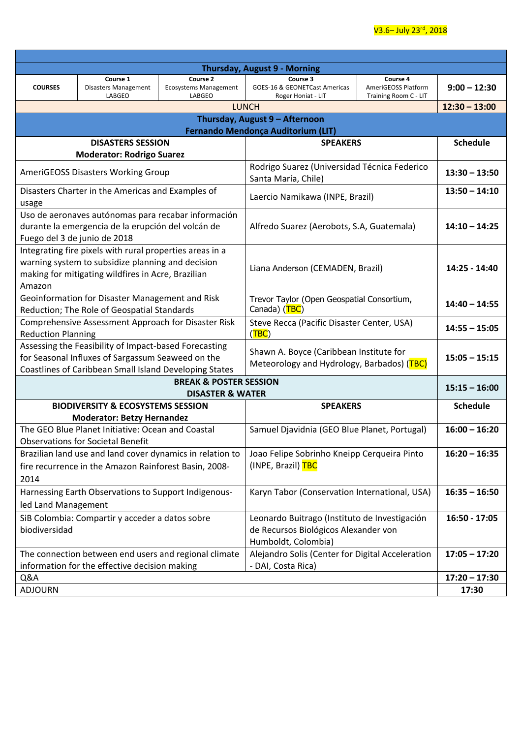V3.6– July 23rd, 2018

| Thursday, August 9 - Morning | | | | | |
|---|---|---|---|---|---|
| **COURSES** | **Course 1** Disasters Management LABGEO | **Course 2** Ecosystems Management LABGEO | **Course 3** GOES-16 & GEONETCast Americas Roger Honiat - LIT | **Course 4** AmeriGEOSS Platform Training Room C - LIT | **9:00 – 12:30** |
| LUNCH | | | | | **12:30 – 13:00** |

| **Thursday, August 9 – Afternoon Fernando Mendonça Auditorium (LIT)** | | |
|---|---|---|
| **DISASTERS SESSION Moderator: Rodrigo Suarez** | **SPEAKERS** | **Schedule** |
| AmeriGEOSS Disasters Working Group | Rodrigo Suarez (Universidad Técnica Federico Santa María, Chile) | **13:30 – 13:50** |
| Disasters Charter in the Americas and Examples of usage | Laercio Namikawa (INPE, Brazil) | **13:50 – 14:10** |
| Uso de aeronaves autónomas para recabar información durante la emergencia de la erupción del volcán de Fuego del 3 de junio de 2018 | Alfredo Suarez (Aerobots, S.A, Guatemala) | **14:10 – 14:25** |
| Integrating fire pixels with rural properties areas in a warning system to subsidize planning and decision making for mitigating wildfires in Acre, Brazilian Amazon | Liana Anderson (CEMADEN, Brazil) | **14:25 - 14:40** |
| Geoinformation for Disaster Management and Risk Reduction; The Role of Geospatial Standards | Trevor Taylor (Open Geospatial Consortium, Canada) (TBC) | **14:40 – 14:55** |
| Comprehensive Assessment Approach for Disaster Risk Reduction Planning | Steve Recca (Pacific Disaster Center, USA) (TBC) | **14:55 – 15:05** |
| Assessing the Feasibility of Impact-based Forecasting for Seasonal Influxes of Sargassum Seaweed on the Coastlines of Caribbean Small Island Developing States | Shawn A. Boyce (Caribbean Institute for Meteorology and Hydrology, Barbados) (TBC) | **15:05 – 15:15** |
| **BREAK & POSTER SESSION DISASTER & WATER** | | **15:15 – 16:00** |
| **BIODIVERSITY & ECOSYSTEMS SESSION Moderator: Betzy Hernandez** | **SPEAKERS** | **Schedule** |
| The GEO Blue Planet Initiative: Ocean and Coastal Observations for Societal Benefit | Samuel Djavidnia (GEO Blue Planet, Portugal) | **16:00 – 16:20** |
| Brazilian land use and land cover dynamics in relation to fire recurrence in the Amazon Rainforest Basin, 2008-2014 | Joao Felipe Sobrinho Kneipp Cerqueira Pinto (INPE, Brazil) TBC | **16:20 – 16:35** |
| Harnessing Earth Observations to Support Indigenous-led Land Management | Karyn Tabor (Conservation International, USA) | **16:35 – 16:50** |
| SiB Colombia: Compartir y acceder a datos sobre biodiversidad | Leonardo Buitrago (Instituto de Investigación de Recursos Biológicos Alexander von Humboldt, Colombia) | **16:50 - 17:05** |
| The connection between end users and regional climate information for the effective decision making | Alejandro Solis (Center for Digital Acceleration - DAI, Costa Rica) | **17:05 – 17:20** |
| Q&A | | **17:20 – 17:30** |
| ADJOURN | | **17:30** |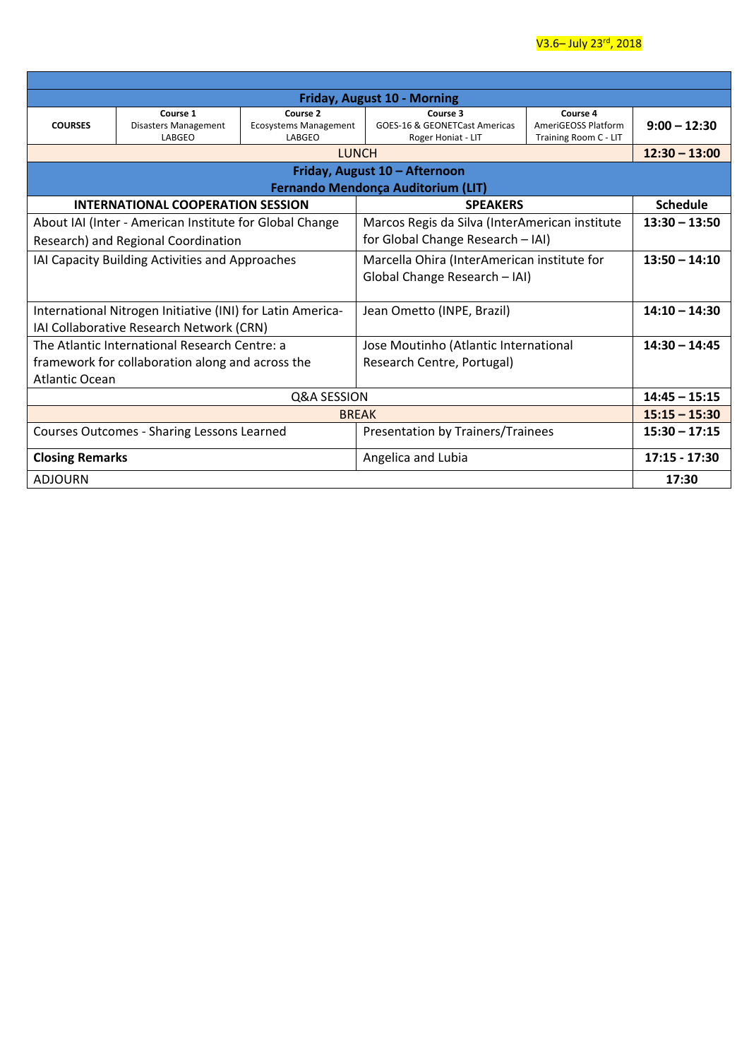V3.6– July 23rd, 2018

| | | | | | |
|---|---|---|---|---|---|
| **Friday, August 10 - Morning** | | | | | |
| **COURSES** | **Course 1** Disasters Management LABGEO | **Course 2** Ecosystems Management LABGEO | **Course 3** GOES-16 & GEONETCast Americas Roger Honiat - LIT | **Course 4** AmeriGEOSS Platform Training Room C - LIT | **9:00 – 12:30** |
| LUNCH | | | | | **12:30 – 13:00** |

| | | |
|---|---|---|
| **Friday, August 10 – Afternoon Fernando Mendonça Auditorium (LIT)** | | |
| **INTERNATIONAL COOPERATION SESSION** | **SPEAKERS** | **Schedule** |
| About IAI (Inter - American Institute for Global Change Research) and Regional Coordination | Marcos Regis da Silva (InterAmerican institute for Global Change Research – IAI) | **13:30 – 13:50** |
| IAI Capacity Building Activities and Approaches | Marcella Ohira (InterAmerican institute for Global Change Research – IAI) | **13:50 – 14:10** |
| International Nitrogen Initiative (INI) for Latin America-IAI Collaborative Research Network (CRN) | Jean Ometto (INPE, Brazil) | **14:10 – 14:30** |
| The Atlantic International Research Centre: a framework for collaboration along and across the Atlantic Ocean | Jose Moutinho (Atlantic International Research Centre, Portugal) | **14:30 – 14:45** |
| Q&A SESSION | | **14:45 – 15:15** |
| BREAK | | **15:15 – 15:30** |
| Courses Outcomes - Sharing Lessons Learned | Presentation by Trainers/Trainees | **15:30 – 17:15** |
| **Closing Remarks** | Angelica and Lubia | **17:15 - 17:30** |
| ADJOURN | | **17:30** |